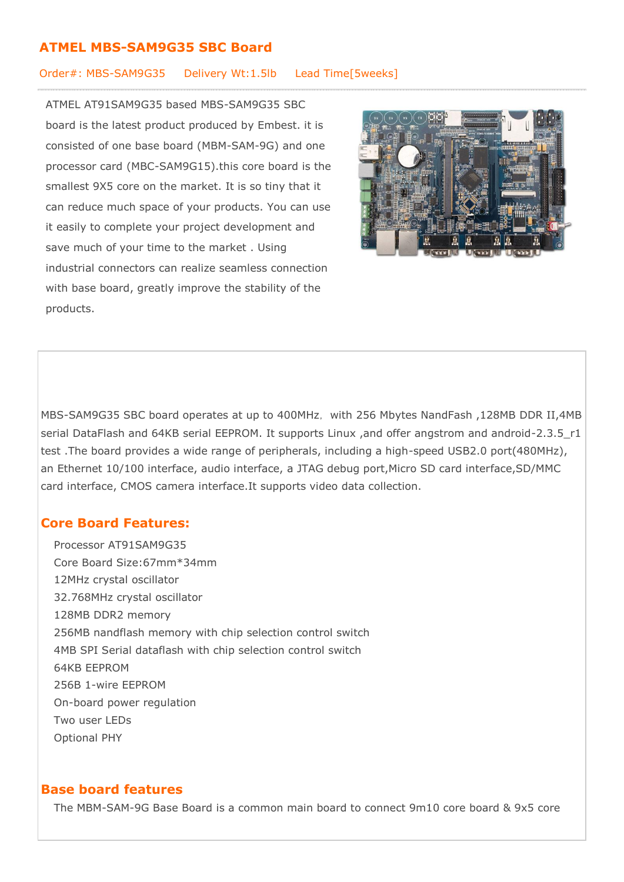## ATMEL MBS-SAM9G35 SBC Board

Order#: MBS-SAM9G35 Delivery Wt:1.5lb Lead Time[5weeks]

ATMEL AT91SAM9G35 based MBS-SAM9G35 SBC board is the latest product produced by Embest. it is consisted of one base board (MBM-SAM-9G) and one processor card (MBC-SAM9G15).this core board is the smallest 9X5 core on the market. It is so tiny that it can reduce much space of your products. You can use it easily to complete your project development and save much of your time to the market . Using industrial connectors can realize seamless connection with base board, greatly improve the stability of the products.

MBS-SAM9G35 SBC board operates at up to 400MHz, with 256 Mbytes NandFash ,128MB DDR II,4MB serial DataFlash and 64KB serial EEPROM. It supports Linux ,and offer angstrom and android-2.3.5_r1 test .The board provides a wide range of peripherals, including a high-speed USB2.0 port(480MHz), an Ethernet 10/100 interface, audio interface, a JTAG debug port,Micro SD card interface,SD/MMC card interface, CMOS camera interface.It supports video data collection.

### Core Board Features:

- Processor AT91SAM9G35
- Core Board Size:67mm*34mm
- 12MHz crystal oscillator
- 32.768MHz crystal oscillator
- 128MB DDR2 memory
- 256MB nandflash memory with chip selection control switch
- 4MB SPI Serial dataflash with chip selection control switch
- 64KB EEPROM
- 256B 1-wire EEPROM
- On-board power regulation
- Two user LEDs
- Optional PHY

### Base board features

The MBM-SAM-9G Base Board is a common main board to connect 9m10 core board & 9x5 core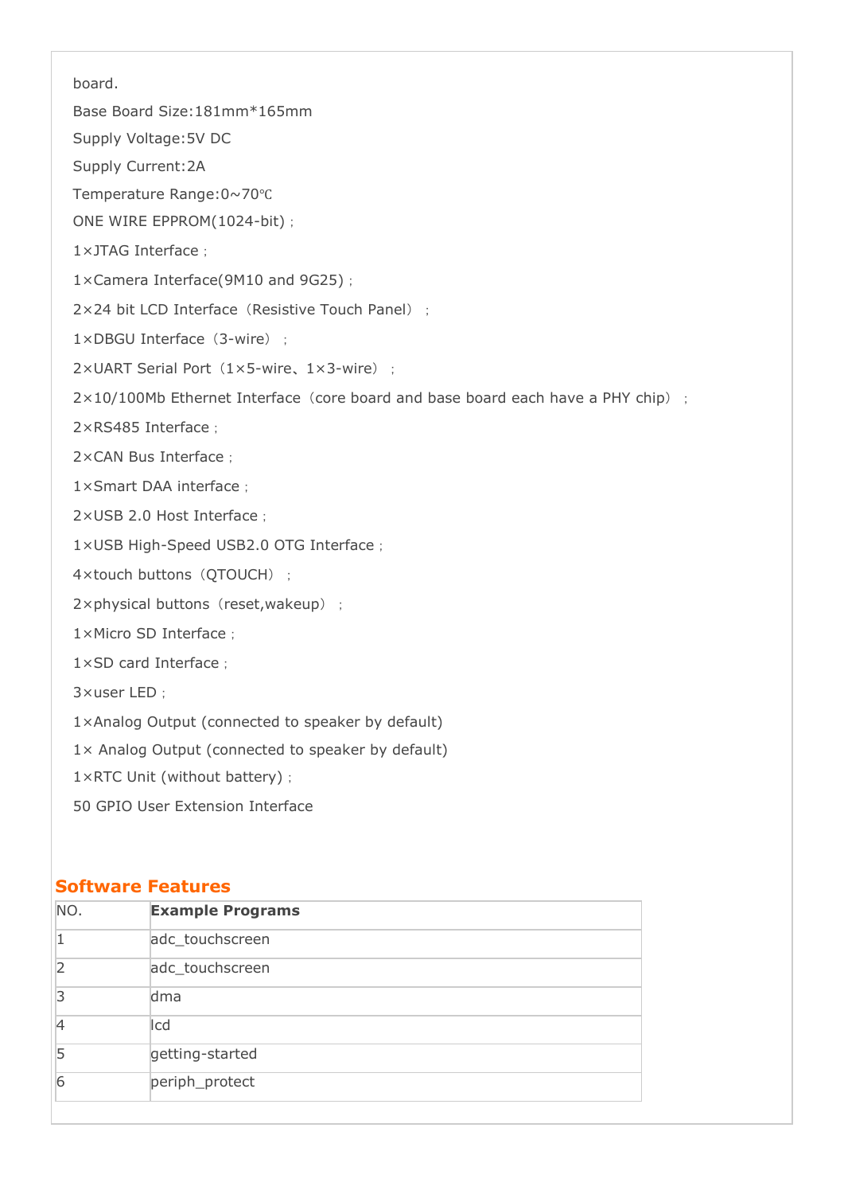board.

Base Board Size:181mm*165mm

Supply Voltage:5V DC

Supply Current:2A

Temperature Range:0~70℃

ONE WIRE EPPROM(1024-bit)；

1×JTAG Interface；

1×Camera Interface(9M10 and 9G25)；

2×24 bit LCD Interface（Resistive Touch Panel）；

1×DBGU Interface（3-wire）；

2×UART Serial Port（1×5-wire、1×3-wire）；

2×10/100Mb Ethernet Interface（core board and base board each have a PHY chip）；

2×RS485 Interface；

2×CAN Bus Interface；

1×Smart DAA interface；

2×USB 2.0 Host Interface；

1×USB High-Speed USB2.0 OTG Interface；

4×touch buttons（QTOUCH）；

2×physical buttons（reset,wakeup）；

1×Micro SD Interface；

1×SD card Interface；

3×user LED；

1×Analog Output (connected to speaker by default)

1× Analog Output (connected to speaker by default)

1×RTC Unit (without battery)；

50 GPIO User Extension Interface

## Software Features

| NO. | Example Programs |
|---|---|
| 1 | adc_touchscreen |
| 2 | adc_touchscreen |
| 3 | dma |
| 4 | lcd |
| 5 | getting-started |
| 6 | periph_protect |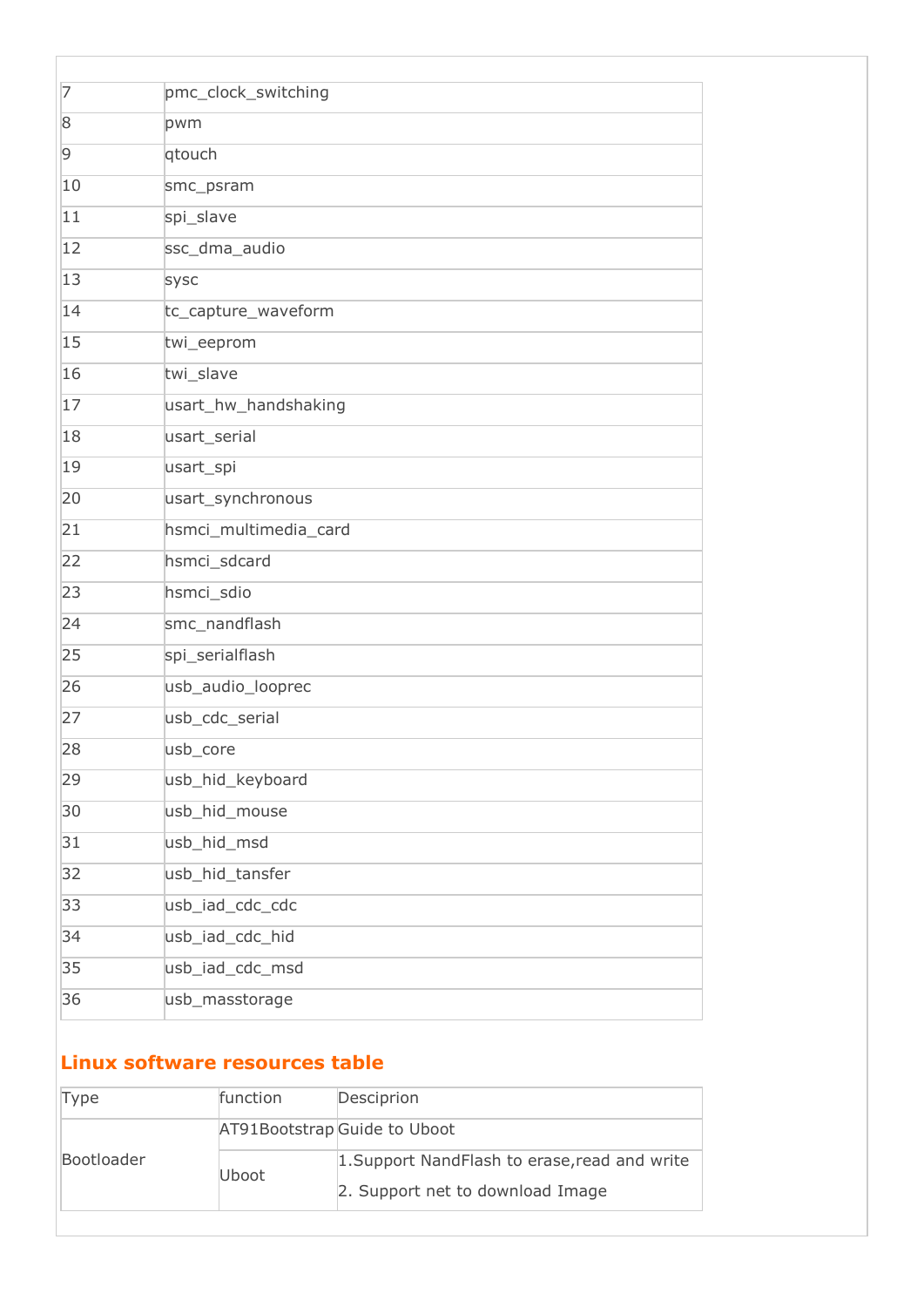| | |
|---|---|
| 7 | pmc_clock_switching |
| 8 | pwm |
| 9 | qtouch |
| 10 | smc_psram |
| 11 | spi_slave |
| 12 | ssc_dma_audio |
| 13 | sysc |
| 14 | tc_capture_waveform |
| 15 | twi_eeprom |
| 16 | twi_slave |
| 17 | usart_hw_handshaking |
| 18 | usart_serial |
| 19 | usart_spi |
| 20 | usart_synchronous |
| 21 | hsmci_multimedia_card |
| 22 | hsmci_sdcard |
| 23 | hsmci_sdio |
| 24 | smc_nandflash |
| 25 | spi_serialflash |
| 26 | usb_audio_looprec |
| 27 | usb_cdc_serial |
| 28 | usb_core |
| 29 | usb_hid_keyboard |
| 30 | usb_hid_mouse |
| 31 | usb_hid_msd |
| 32 | usb_hid_tansfer |
| 33 | usb_iad_cdc_cdc |
| 34 | usb_iad_cdc_hid |
| 35 | usb_iad_cdc_msd |
| 36 | usb_masstorage |

## Linux software resources table

| Type | function | Descriprion |
|---|---|---|
| Bootloader | AT91Bootstrap | Guide to Uboot |
| | Uboot | 1.Support NandFlash to erase,read and write<br>2. Support net to download Image |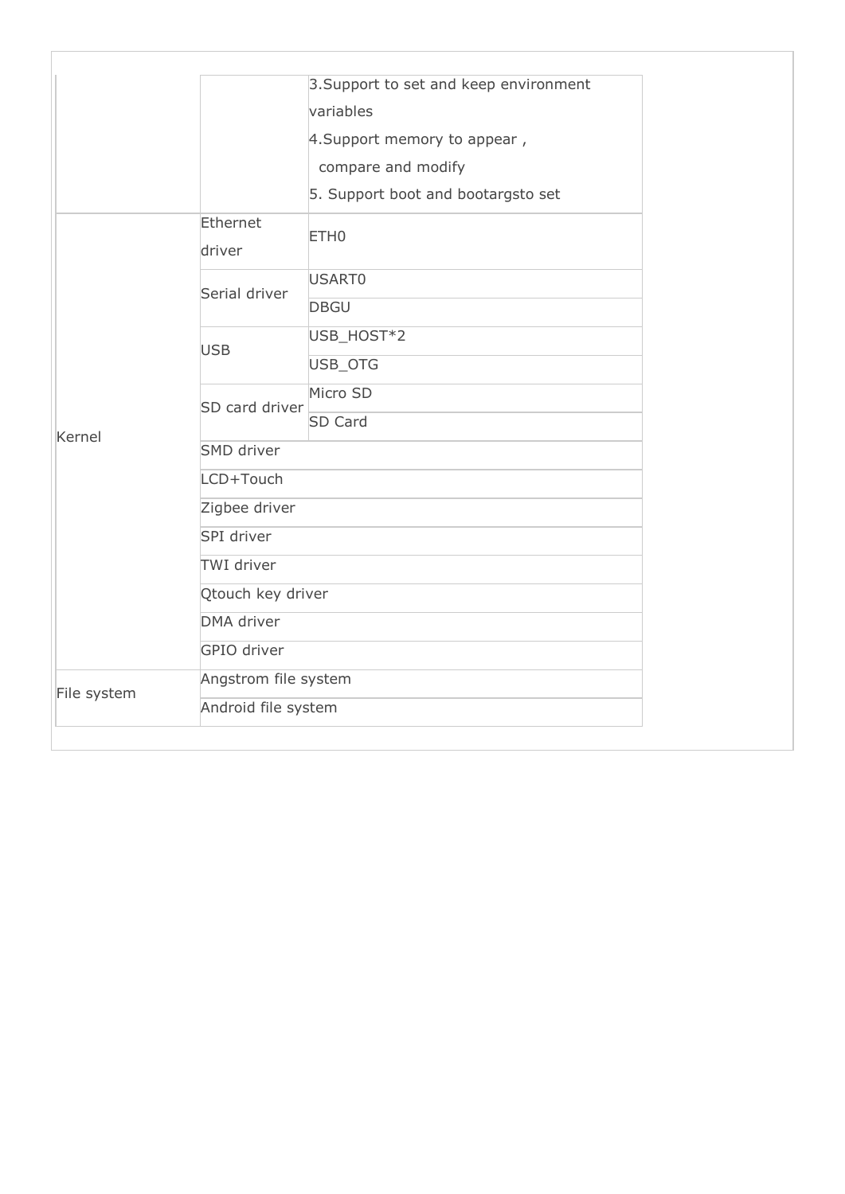| | | |
|---|---|---|
| | | 3.Support to set and keep environment variables<br>4.Support memory to appear , compare and modify<br>5. Support boot and bootargsto set |
| Kernel | Ethernet driver | ETH0 |
| | Serial driver | USART0 |
| | | DBGU |
| | USB | USB_HOST*2 |
| | | USB_OTG |
| | SD card driver | Micro SD |
| | | SD Card |
| | SMD driver | |
| | LCD+Touch | |
| | Zigbee driver | |
| | SPI driver | |
| | TWI driver | |
| | Qtouch key driver | |
| | DMA driver | |
| | GPIO driver | |
| File system | Angstrom file system | |
| | Android file system | |